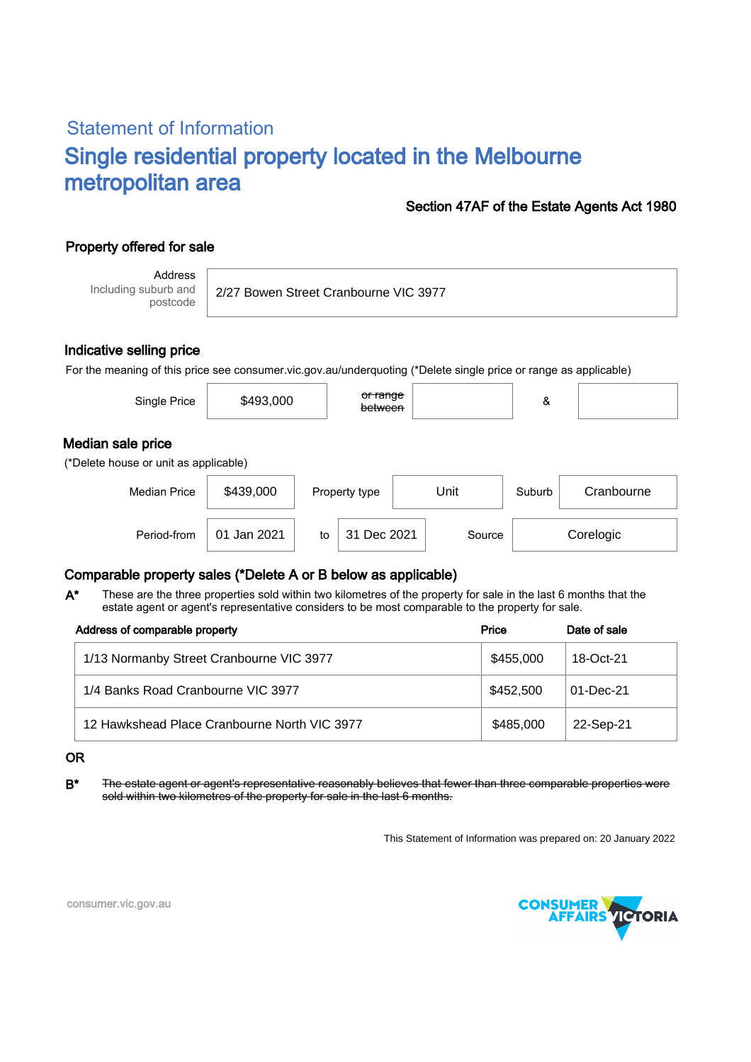## Statement of Information

# Single residential property located in the Melbourne metropolitan area

**Section 47AF of the Estate Agents Act 1980**

### Property offered for sale

| Address Including suburb and postcode | 2/27 Bowen Street Cranbourne VIC 3977 |
|---|---|

### Indicative selling price

For the meaning of this price see consumer.vic.gov.au/underquoting (*Delete single price or range as applicable)

| Single Price | $493,000 | ~~or range between~~ | | & | |
|---|---|---|---|---|---|

### Median sale price

(*Delete house or unit as applicable)

| Median Price | $439,000 | Property type | Unit | Suburb | Cranbourne |
|---|---|---|---|---|---|
| Period-from | 01 Jan 2021 | to | 31 Dec 2021 | Source | Corelogic |

### Comparable property sales (*Delete A or B below as applicable)

**A*** These are the three properties sold within two kilometres of the property for sale in the last 6 months that the estate agent or agent's representative considers to be most comparable to the property for sale.

| Address of comparable property | Price | Date of sale |
|---|---|---|
| 1/13 Normanby Street Cranbourne VIC 3977 | $455,000 | 18-Oct-21 |
| 1/4 Banks Road Cranbourne VIC 3977 | $452,500 | 01-Dec-21 |
| 12 Hawkshead Place Cranbourne North VIC 3977 | $485,000 | 22-Sep-21 |

**OR**

**B*** ~~The estate agent or agent's representative reasonably believes that fewer than three comparable properties were sold within two kilometres of the property for sale in the last 6 months.~~

This Statement of Information was prepared on: 20 January 2022

consumer.vic.gov.au

CONSUMER AFFAIRS VICTORIA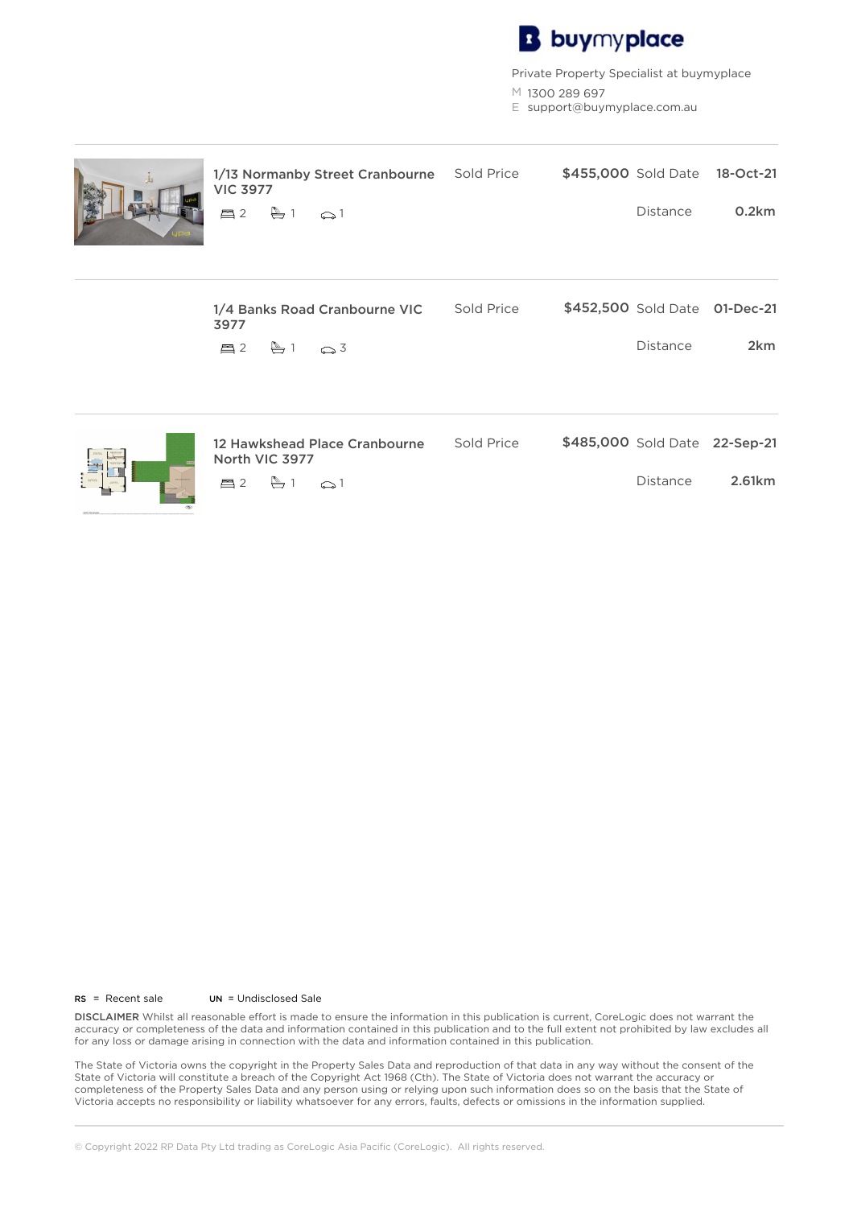buymyplace

Private Property Specialist at buymyplace
M 1300 289 697
E support@buymyplace.com.au

| Property | | | | |
|---|---|---|---|---|
| 1/13 Normanby Street Cranbourne VIC 3977 | Sold Price | $455,000 | Sold Date | 18-Oct-21 |
| 2 bed, 1 bath, 1 car | | | Distance | 0.2km |
| 1/4 Banks Road Cranbourne VIC 3977 | Sold Price | $452,500 | Sold Date | 01-Dec-21 |
| 2 bed, 1 bath, 3 car | | | Distance | 2km |
| 12 Hawkshead Place Cranbourne North VIC 3977 | Sold Price | $485,000 | Sold Date | 22-Sep-21 |
| 2 bed, 1 bath, 1 car | | | Distance | 2.61km |

**RS** = Recent sale **UN** = Undisclosed Sale

**DISCLAIMER** Whilst all reasonable effort is made to ensure the information in this publication is current, CoreLogic does not warrant the accuracy or completeness of the data and information contained in this publication and to the full extent not prohibited by law excludes all for any loss or damage arising in connection with the data and information contained in this publication.

The State of Victoria owns the copyright in the Property Sales Data and reproduction of that data in any way without the consent of the State of Victoria will constitute a breach of the Copyright Act 1968 (Cth). The State of Victoria does not warrant the accuracy or completeness of the Property Sales Data and any person using or relying upon such information does so on the basis that the State of Victoria accepts no responsibility or liability whatsoever for any errors, faults, defects or omissions in the information supplied.

© Copyright 2022 RP Data Pty Ltd trading as CoreLogic Asia Pacific (CoreLogic). All rights reserved.